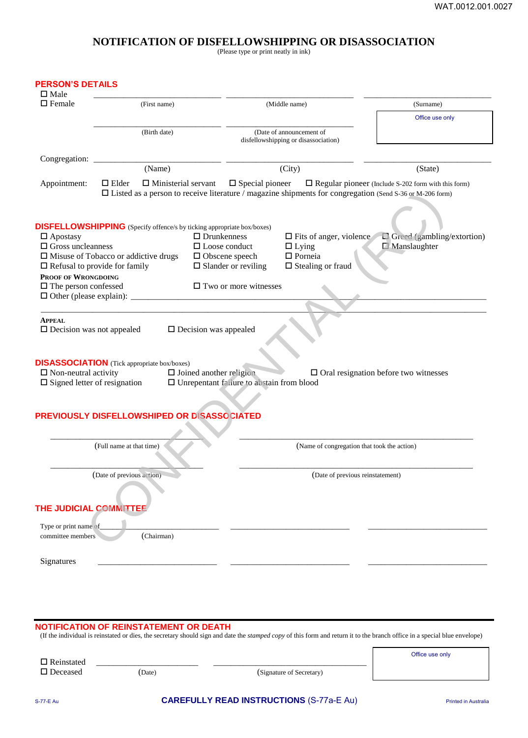WAT.0012.001.0027

# NOTIFICATION OF DISFELLOWSHIPPING OR DISASSOCIATION

(Please type or print neatly in ink)

## PERSON'S DETAILS

☐ Male
☐ Female

_______________ (First name) _______________ (Middle name) _______________ (Surname)

_______________ (Birth date) _______________ (Date of announcement of disfellowshipping or disassociation)

Office use only

Congregation: _______________ (Name) _______________ (City) _______________ (State)

Appointment: ☐ Elder ☐ Ministerial servant ☐ Special pioneer ☐ Regular pioneer (Include S-202 form with this form)
☐ Listed as a person to receive literature / magazine shipments for congregation (Send S-36 or M-206 form)

## DISFELLOWSHIPPING (Specify offence/s by ticking appropriate box/boxes)

☐ Apostasy
☐ Gross uncleanness
☐ Misuse of Tobacco or addictive drugs
☐ Refusal to provide for family
☐ Drunkenness
☐ Loose conduct
☐ Obscene speech
☐ Slander or reviling
☐ Fits of anger, violence
☐ Lying
☐ Porneia
☐ Stealing or fraud
☐ Greed (gambling/extortion)
☐ Manslaughter

**Proof of Wrongdoing**

☐ The person confessed ☐ Two or more witnesses
☐ Other (please explain): _______________

**Appeal**

☐ Decision was not appealed ☐ Decision was appealed

## DISASSOCIATION (Tick appropriate box/boxes)

☐ Non-neutral activity
☐ Signed letter of resignation
☐ Joined another religion
☐ Unrepentant failure to abstain from blood
☐ Oral resignation before two witnesses

## PREVIOUSLY DISFELLOWSHIPED OR DISASSOCIATED

_______________ (Full name at that time) _______________ (Name of congregation that took the action)

_______________ (Date of previous action) _______________ (Date of previous reinstatement)

## THE JUDICIAL COMMITTEE

Type or print name of committee members _______________ (Chairman) _______________ _______________

Signatures _______________ _______________ _______________

CONFIDENTIAL (RC)

## NOTIFICATION OF REINSTATEMENT OR DEATH

(If the individual is reinstated or dies, the secretary should sign and date the *stamped copy* of this form and return it to the branch office in a special blue envelope)

☐ Reinstated
☐ Deceased

_______________ (Date) _______________ (Signature of Secretary)

Office use only

S-77-E Au

**CAREFULLY READ INSTRUCTIONS** (S-77a-E Au)

Printed in Australia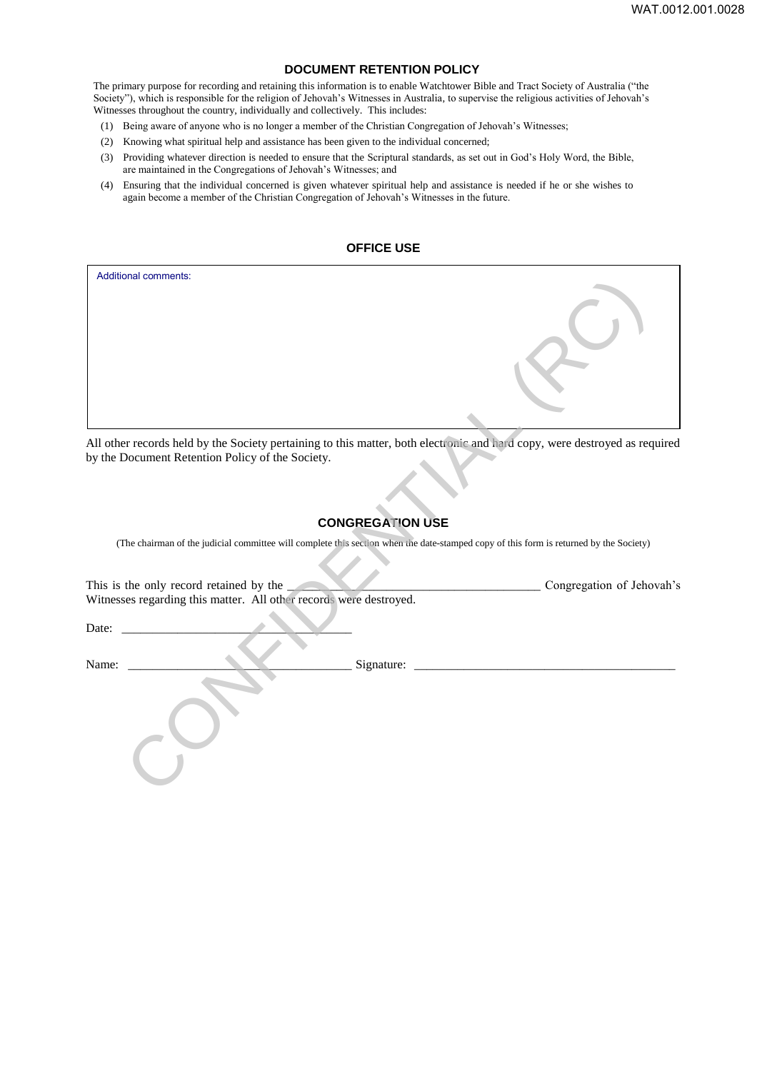## DOCUMENT RETENTION POLICY

The primary purpose for recording and retaining this information is to enable Watchtower Bible and Tract Society of Australia ("the Society"), which is responsible for the religion of Jehovah's Witnesses in Australia, to supervise the religious activities of Jehovah's Witnesses throughout the country, individually and collectively. This includes:

(1) Being aware of anyone who is no longer a member of the Christian Congregation of Jehovah's Witnesses;

(2) Knowing what spiritual help and assistance has been given to the individual concerned;

(3) Providing whatever direction is needed to ensure that the Scriptural standards, as set out in God's Holy Word, the Bible, are maintained in the Congregations of Jehovah's Witnesses; and

(4) Ensuring that the individual concerned is given whatever spiritual help and assistance is needed if he or she wishes to again become a member of the Christian Congregation of Jehovah's Witnesses in the future.

## OFFICE USE

| Additional comments: |
|---|
| |

All other records held by the Society pertaining to this matter, both electronic and hard copy, were destroyed as required by the Document Retention Policy of the Society.

## CONGREGATION USE

(The chairman of the judicial committee will complete this section when the date-stamped copy of this form is returned by the Society)

This is the only record retained by the ______________________________________ Congregation of Jehovah's Witnesses regarding this matter. All other records were destroyed.

Date: ____________________________________

Name: ____________________________________ Signature: __________________________________________

CONFIDENTIAL (RC)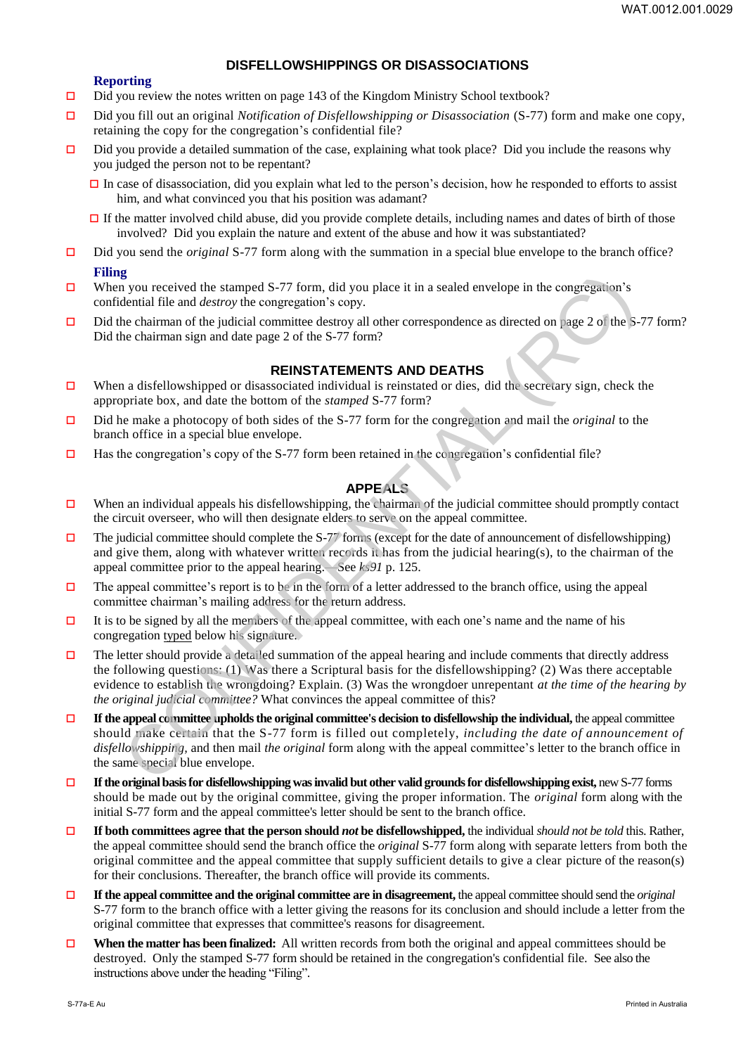## DISFELLOWSHIPPINGS OR DISASSOCIATIONS

### Reporting

- ☐ Did you review the notes written on page 143 of the Kingdom Ministry School textbook?
- ☐ Did you fill out an original *Notification of Disfellowshipping or Disassociation* (S-77) form and make one copy, retaining the copy for the congregation's confidential file?
- ☐ Did you provide a detailed summation of the case, explaining what took place? Did you include the reasons why you judged the person not to be repentant?
  - ☐ In case of disassociation, did you explain what led to the person's decision, how he responded to efforts to assist him, and what convinced you that his position was adamant?
  - ☐ If the matter involved child abuse, did you provide complete details, including names and dates of birth of those involved? Did you explain the nature and extent of the abuse and how it was substantiated?
- ☐ Did you send the *original* S-77 form along with the summation in a special blue envelope to the branch office?

### Filing

- ☐ When you received the stamped S-77 form, did you place it in a sealed envelope in the congregation's confidential file and *destroy* the congregation's copy.
- ☐ Did the chairman of the judicial committee destroy all other correspondence as directed on page 2 of the S-77 form? Did the chairman sign and date page 2 of the S-77 form?

## REINSTATEMENTS AND DEATHS

- ☐ When a disfellowshipped or disassociated individual is reinstated or dies, did the secretary sign, check the appropriate box, and date the bottom of the *stamped* S-77 form?
- ☐ Did he make a photocopy of both sides of the S-77 form for the congregation and mail the *original* to the branch office in a special blue envelope.
- ☐ Has the congregation's copy of the S-77 form been retained in the congregation's confidential file?

## APPEALS

- ☐ When an individual appeals his disfellowshipping, the chairman of the judicial committee should promptly contact the circuit overseer, who will then designate elders to serve on the appeal committee.
- ☐ The judicial committee should complete the S-77 forms (except for the date of announcement of disfellowshipping) and give them, along with whatever written records it has from the judicial hearing(s), to the chairman of the appeal committee prior to the appeal hearing.—See *ks91* p. 125.
- ☐ The appeal committee's report is to be in the form of a letter addressed to the branch office, using the appeal committee chairman's mailing address for the return address.
- ☐ It is to be signed by all the members of the appeal committee, with each one's name and the name of his congregation <u>typed</u> below his signature.
- ☐ The letter should provide a detailed summation of the appeal hearing and include comments that directly address the following questions: (1) Was there a Scriptural basis for the disfellowshipping? (2) Was there acceptable evidence to establish the wrongdoing? Explain. (3) Was the wrongdoer unrepentant *at the time of the hearing by the original judicial committee?* What convinces the appeal committee of this?
- ☐ **If the appeal committee upholds the original committee's decision to disfellowship the individual,** the appeal committee should make certain that the S-77 form is filled out completely, *including the date of announcement of disfellowshipping,* and then mail *the original* form along with the appeal committee's letter to the branch office in the same special blue envelope.
- ☐ **If the original basis for disfellowshipping was invalid but other valid grounds for disfellowshipping exist,** new S-77 forms should be made out by the original committee, giving the proper information. The *original* form along with the initial S-77 form and the appeal committee's letter should be sent to the branch office.
- ☐ **If both committees agree that the person should *not* be disfellowshipped,** the individual *should not be told* this. Rather, the appeal committee should send the branch office the *original* S-77 form along with separate letters from both the original committee and the appeal committee that supply sufficient details to give a clear picture of the reason(s) for their conclusions. Thereafter, the branch office will provide its comments.
- ☐ **If the appeal committee and the original committee are in disagreement,** the appeal committee should send the *original* S-77 form to the branch office with a letter giving the reasons for its conclusion and should include a letter from the original committee that expresses that committee's reasons for disagreement.
- ☐ **When the matter has been finalized:** All written records from both the original and appeal committees should be destroyed. Only the stamped S-77 form should be retained in the congregation's confidential file. See also the instructions above under the heading "Filing".

S-77a-E Au

Printed in Australia